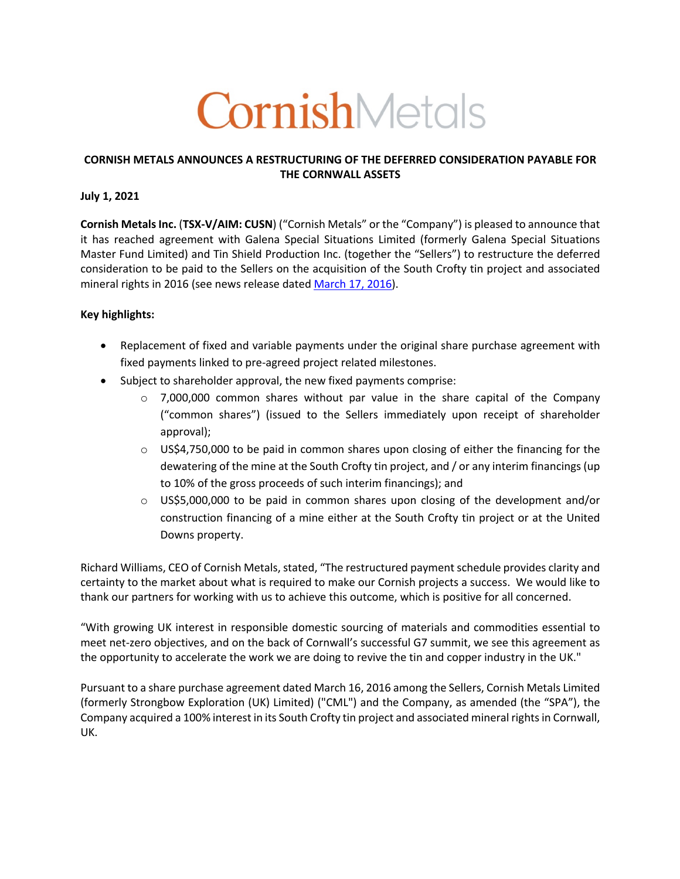CornishMetals

# CORNISH METALS ANNOUNCES A RESTRUCTURING OF THE DEFERRED CONSIDERATION PAYABLE FOR THE CORNWALL ASSETS

**July 1, 2021**

**Cornish Metals Inc.** (**TSX-V/AIM: CUSN**) ("Cornish Metals" or the "Company") is pleased to announce that it has reached agreement with Galena Special Situations Limited (formerly Galena Special Situations Master Fund Limited) and Tin Shield Production Inc. (together the "Sellers") to restructure the deferred consideration to be paid to the Sellers on the acquisition of the South Crofty tin project and associated mineral rights in 2016 (see news release dated [March 17, 2016]).

**Key highlights:**

- Replacement of fixed and variable payments under the original share purchase agreement with fixed payments linked to pre-agreed project related milestones.
- Subject to shareholder approval, the new fixed payments comprise:
  - 7,000,000 common shares without par value in the share capital of the Company ("common shares") (issued to the Sellers immediately upon receipt of shareholder approval);
  - US$4,750,000 to be paid in common shares upon closing of either the financing for the dewatering of the mine at the South Crofty tin project, and / or any interim financings (up to 10% of the gross proceeds of such interim financings); and
  - US$5,000,000 to be paid in common shares upon closing of the development and/or construction financing of a mine either at the South Crofty tin project or at the United Downs property.

Richard Williams, CEO of Cornish Metals, stated, "The restructured payment schedule provides clarity and certainty to the market about what is required to make our Cornish projects a success. We would like to thank our partners for working with us to achieve this outcome, which is positive for all concerned.

"With growing UK interest in responsible domestic sourcing of materials and commodities essential to meet net-zero objectives, and on the back of Cornwall's successful G7 summit, we see this agreement as the opportunity to accelerate the work we are doing to revive the tin and copper industry in the UK."

Pursuant to a share purchase agreement dated March 16, 2016 among the Sellers, Cornish Metals Limited (formerly Strongbow Exploration (UK) Limited) ("CML") and the Company, as amended (the "SPA"), the Company acquired a 100% interest in its South Crofty tin project and associated mineral rights in Cornwall, UK.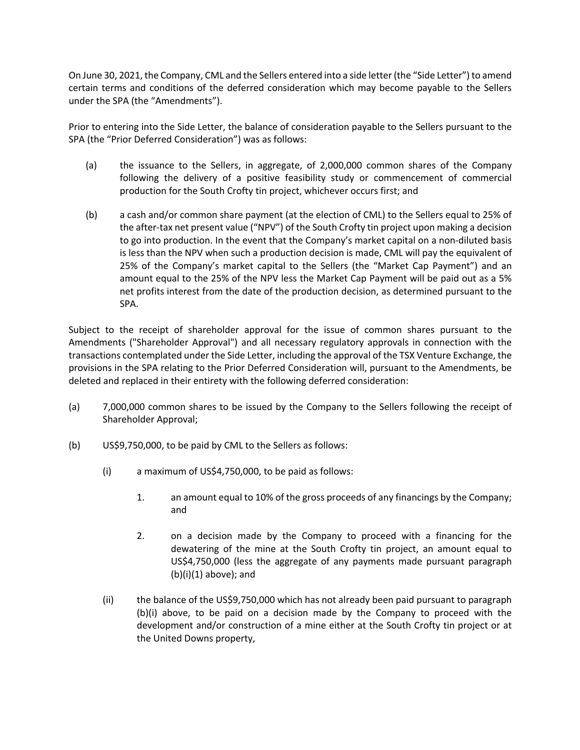On June 30, 2021, the Company, CML and the Sellers entered into a side letter (the "Side Letter") to amend certain terms and conditions of the deferred consideration which may become payable to the Sellers under the SPA (the "Amendments").

Prior to entering into the Side Letter, the balance of consideration payable to the Sellers pursuant to the SPA (the "Prior Deferred Consideration") was as follows:

(a) the issuance to the Sellers, in aggregate, of 2,000,000 common shares of the Company following the delivery of a positive feasibility study or commencement of commercial production for the South Crofty tin project, whichever occurs first; and

(b) a cash and/or common share payment (at the election of CML) to the Sellers equal to 25% of the after-tax net present value ("NPV") of the South Crofty tin project upon making a decision to go into production. In the event that the Company's market capital on a non-diluted basis is less than the NPV when such a production decision is made, CML will pay the equivalent of 25% of the Company's market capital to the Sellers (the "Market Cap Payment") and an amount equal to the 25% of the NPV less the Market Cap Payment will be paid out as a 5% net profits interest from the date of the production decision, as determined pursuant to the SPA.

Subject to the receipt of shareholder approval for the issue of common shares pursuant to the Amendments ("Shareholder Approval") and all necessary regulatory approvals in connection with the transactions contemplated under the Side Letter, including the approval of the TSX Venture Exchange, the provisions in the SPA relating to the Prior Deferred Consideration will, pursuant to the Amendments, be deleted and replaced in their entirety with the following deferred consideration:

(a) 7,000,000 common shares to be issued by the Company to the Sellers following the receipt of Shareholder Approval;

(b) US$9,750,000, to be paid by CML to the Sellers as follows:

   (i) a maximum of US$4,750,000, to be paid as follows:

      1. an amount equal to 10% of the gross proceeds of any financings by the Company; and

      2. on a decision made by the Company to proceed with a financing for the dewatering of the mine at the South Crofty tin project, an amount equal to US$4,750,000 (less the aggregate of any payments made pursuant paragraph (b)(i)(1) above); and

   (ii) the balance of the US$9,750,000 which has not already been paid pursuant to paragraph (b)(i) above, to be paid on a decision made by the Company to proceed with the development and/or construction of a mine either at the South Crofty tin project or at the United Downs property,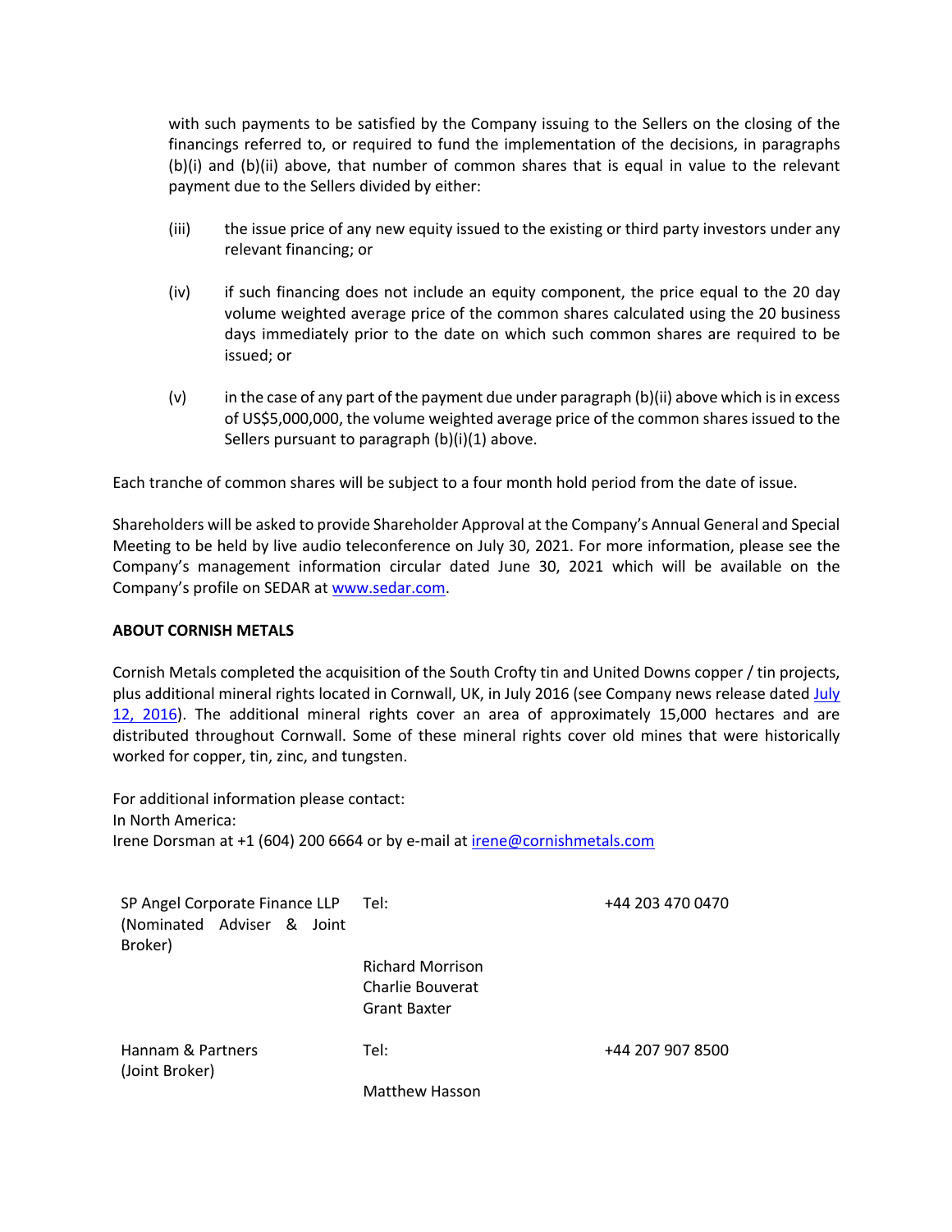with such payments to be satisfied by the Company issuing to the Sellers on the closing of the financings referred to, or required to fund the implementation of the decisions, in paragraphs (b)(i) and (b)(ii) above, that number of common shares that is equal in value to the relevant payment due to the Sellers divided by either:

(iii) the issue price of any new equity issued to the existing or third party investors under any relevant financing; or

(iv) if such financing does not include an equity component, the price equal to the 20 day volume weighted average price of the common shares calculated using the 20 business days immediately prior to the date on which such common shares are required to be issued; or

(v) in the case of any part of the payment due under paragraph (b)(ii) above which is in excess of US$5,000,000, the volume weighted average price of the common shares issued to the Sellers pursuant to paragraph (b)(i)(1) above.

Each tranche of common shares will be subject to a four month hold period from the date of issue.

Shareholders will be asked to provide Shareholder Approval at the Company's Annual General and Special Meeting to be held by live audio teleconference on July 30, 2021. For more information, please see the Company's management information circular dated June 30, 2021 which will be available on the Company's profile on SEDAR at www.sedar.com.

**ABOUT CORNISH METALS**

Cornish Metals completed the acquisition of the South Crofty tin and United Downs copper / tin projects, plus additional mineral rights located in Cornwall, UK, in July 2016 (see Company news release dated July 12, 2016). The additional mineral rights cover an area of approximately 15,000 hectares and are distributed throughout Cornwall. Some of these mineral rights cover old mines that were historically worked for copper, tin, zinc, and tungsten.

For additional information please contact:
In North America:
Irene Dorsman at +1 (604) 200 6664 or by e-mail at irene@cornishmetals.com

| | | |
|---|---|---|
| SP Angel Corporate Finance LLP (Nominated Adviser & Joint Broker) | Tel: | +44 203 470 0470 |
| | Richard Morrison<br>Charlie Bouverat<br>Grant Baxter | |
| Hannam & Partners (Joint Broker) | Tel: | +44 207 907 8500 |
| | Matthew Hasson | |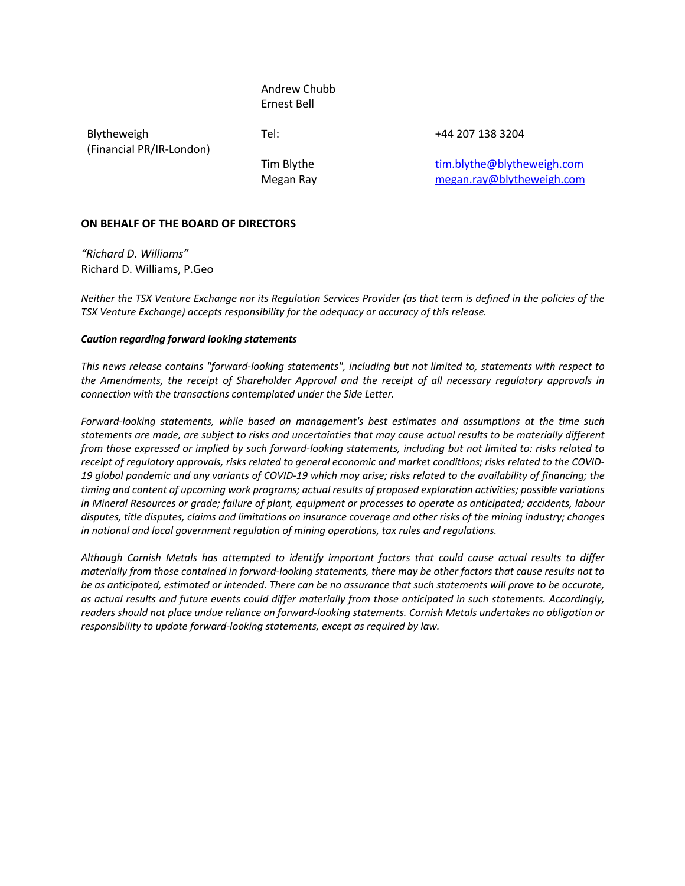| | | |
|---|---|---|
| | Andrew Chubb<br>Ernest Bell | |
| Blytheweigh<br>(Financial PR/IR-London) | Tel: | +44 207 138 3204 |
| | Tim Blythe<br>Megan Ray | tim.blythe@blytheweigh.com<br>megan.ray@blytheweigh.com |

**ON BEHALF OF THE BOARD OF DIRECTORS**

*"Richard D. Williams"*
Richard D. Williams, P.Geo

*Neither the TSX Venture Exchange nor its Regulation Services Provider (as that term is defined in the policies of the TSX Venture Exchange) accepts responsibility for the adequacy or accuracy of this release.*

***Caution regarding forward looking statements***

*This news release contains "forward-looking statements", including but not limited to, statements with respect to the Amendments, the receipt of Shareholder Approval and the receipt of all necessary regulatory approvals in connection with the transactions contemplated under the Side Letter.*

*Forward-looking statements, while based on management's best estimates and assumptions at the time such statements are made, are subject to risks and uncertainties that may cause actual results to be materially different from those expressed or implied by such forward-looking statements, including but not limited to: risks related to receipt of regulatory approvals, risks related to general economic and market conditions; risks related to the COVID-19 global pandemic and any variants of COVID-19 which may arise; risks related to the availability of financing; the timing and content of upcoming work programs; actual results of proposed exploration activities; possible variations in Mineral Resources or grade; failure of plant, equipment or processes to operate as anticipated; accidents, labour disputes, title disputes, claims and limitations on insurance coverage and other risks of the mining industry; changes in national and local government regulation of mining operations, tax rules and regulations.*

*Although Cornish Metals has attempted to identify important factors that could cause actual results to differ materially from those contained in forward-looking statements, there may be other factors that cause results not to be as anticipated, estimated or intended. There can be no assurance that such statements will prove to be accurate, as actual results and future events could differ materially from those anticipated in such statements. Accordingly, readers should not place undue reliance on forward-looking statements. Cornish Metals undertakes no obligation or responsibility to update forward-looking statements, except as required by law.*